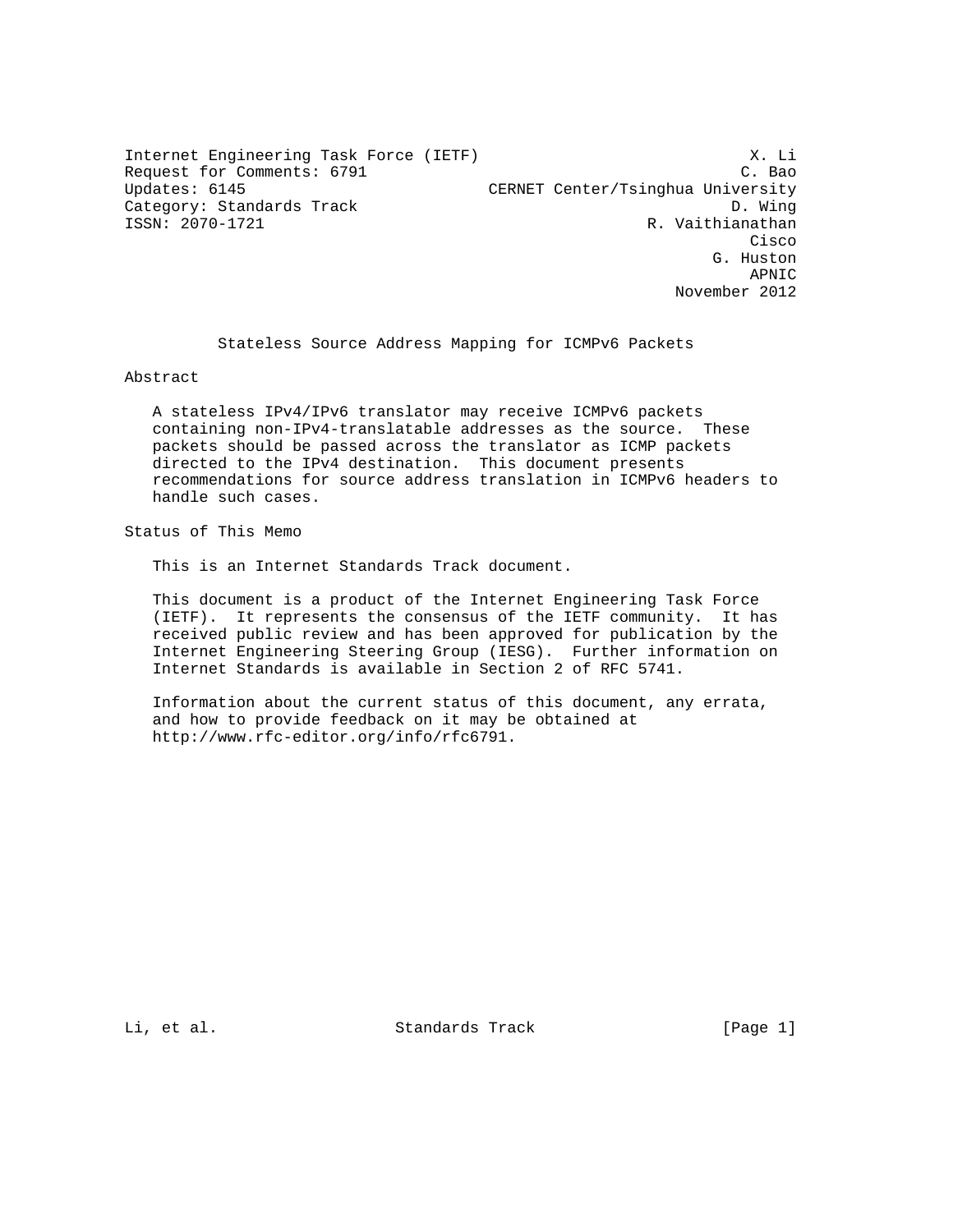Internet Engineering Task Force (IETF)  
Request for Comments: 6791  
Updates: 6145  
Category: Standards Track  
ISSN: 2070-1721

X. Li  
C. Bao  
CERNET Center/Tsinghua University  
D. Wing  
R. Vaithianathan  
Cisco  
G. Huston  
APNIC  
November 2012

# Stateless Source Address Mapping for ICMPv6 Packets

## Abstract

A stateless IPv4/IPv6 translator may receive ICMPv6 packets containing non-IPv4-translatable addresses as the source. These packets should be passed across the translator as ICMP packets directed to the IPv4 destination. This document presents recommendations for source address translation in ICMPv6 headers to handle such cases.

## Status of This Memo

This is an Internet Standards Track document.

This document is a product of the Internet Engineering Task Force (IETF). It represents the consensus of the IETF community. It has received public review and has been approved for publication by the Internet Engineering Steering Group (IESG). Further information on Internet Standards is available in Section 2 of RFC 5741.

Information about the current status of this document, any errata, and how to provide feedback on it may be obtained at http://www.rfc-editor.org/info/rfc6791.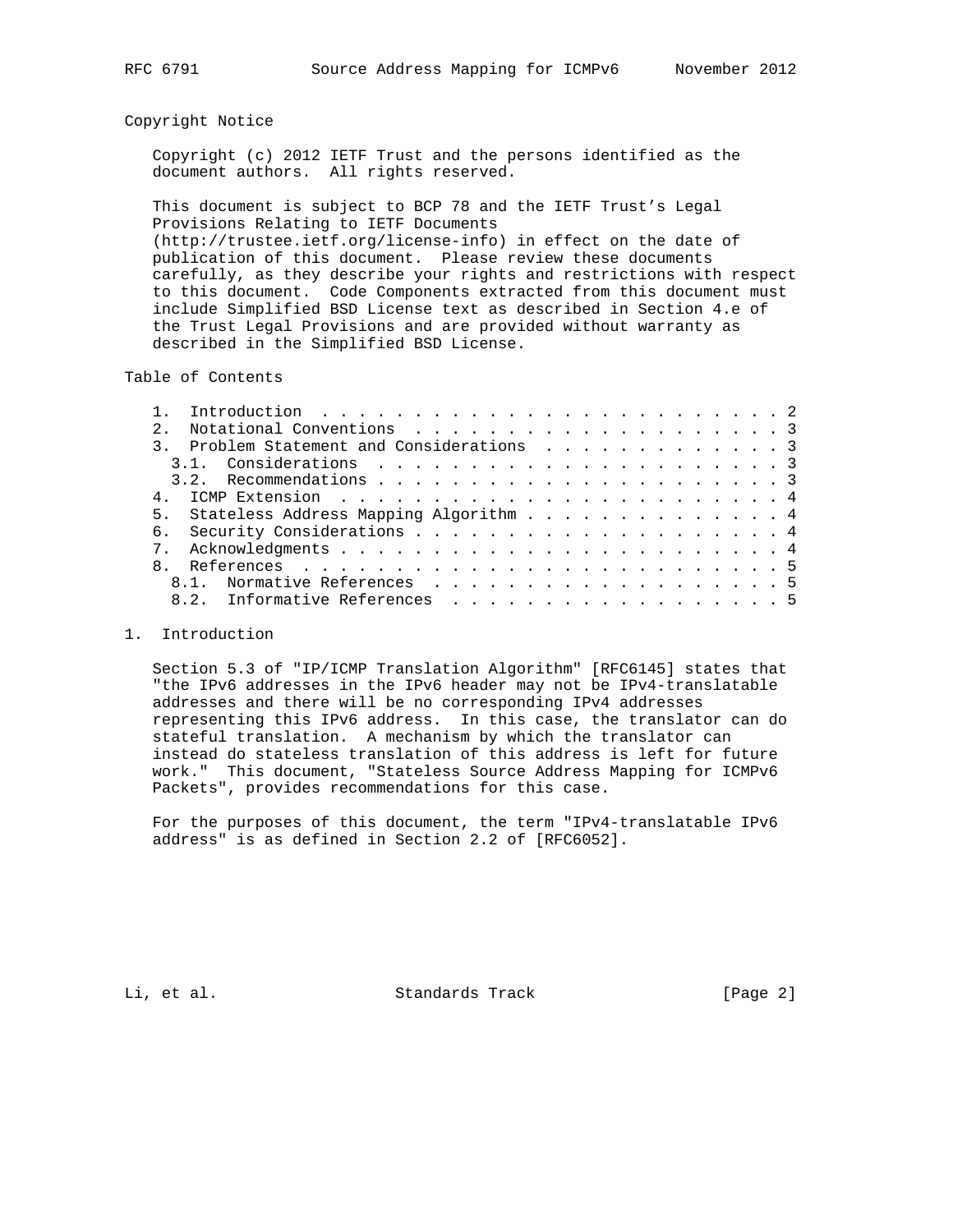## Copyright Notice

Copyright (c) 2012 IETF Trust and the persons identified as the document authors. All rights reserved.

This document is subject to BCP 78 and the IETF Trust's Legal Provisions Relating to IETF Documents (http://trustee.ietf.org/license-info) in effect on the date of publication of this document. Please review these documents carefully, as they describe your rights and restrictions with respect to this document. Code Components extracted from this document must include Simplified BSD License text as described in Section 4.e of the Trust Legal Provisions and are provided without warranty as described in the Simplified BSD License.

## Table of Contents

```
   1.  Introduction . . . . . . . . . . . . . . . . . . . . . . . . . 2
   2.  Notational Conventions . . . . . . . . . . . . . . . . . . . . 3
   3.  Problem Statement and Considerations . . . . . . . . . . . . . 3
     3.1.  Considerations . . . . . . . . . . . . . . . . . . . . . . 3
     3.2.  Recommendations . . . . . . . . . . . . . . . . . . . . . . 3
   4.  ICMP Extension . . . . . . . . . . . . . . . . . . . . . . . . 4
   5.  Stateless Address Mapping Algorithm . . . . . . . . . . . . . . 4
   6.  Security Considerations . . . . . . . . . . . . . . . . . . . . 4
   7.  Acknowledgments . . . . . . . . . . . . . . . . . . . . . . . . 4
   8.  References . . . . . . . . . . . . . . . . . . . . . . . . . . 5
     8.1.  Normative References . . . . . . . . . . . . . . . . . . . 5
     8.2.  Informative References . . . . . . . . . . . . . . . . . . 5
```

## 1. Introduction

Section 5.3 of "IP/ICMP Translation Algorithm" [RFC6145] states that "the IPv6 addresses in the IPv6 header may not be IPv4-translatable addresses and there will be no corresponding IPv4 addresses representing this IPv6 address. In this case, the translator can do stateful translation. A mechanism by which the translator can instead do stateless translation of this address is left for future work." This document, "Stateless Source Address Mapping for ICMPv6 Packets", provides recommendations for this case.

For the purposes of this document, the term "IPv4-translatable IPv6 address" is as defined in Section 2.2 of [RFC6052].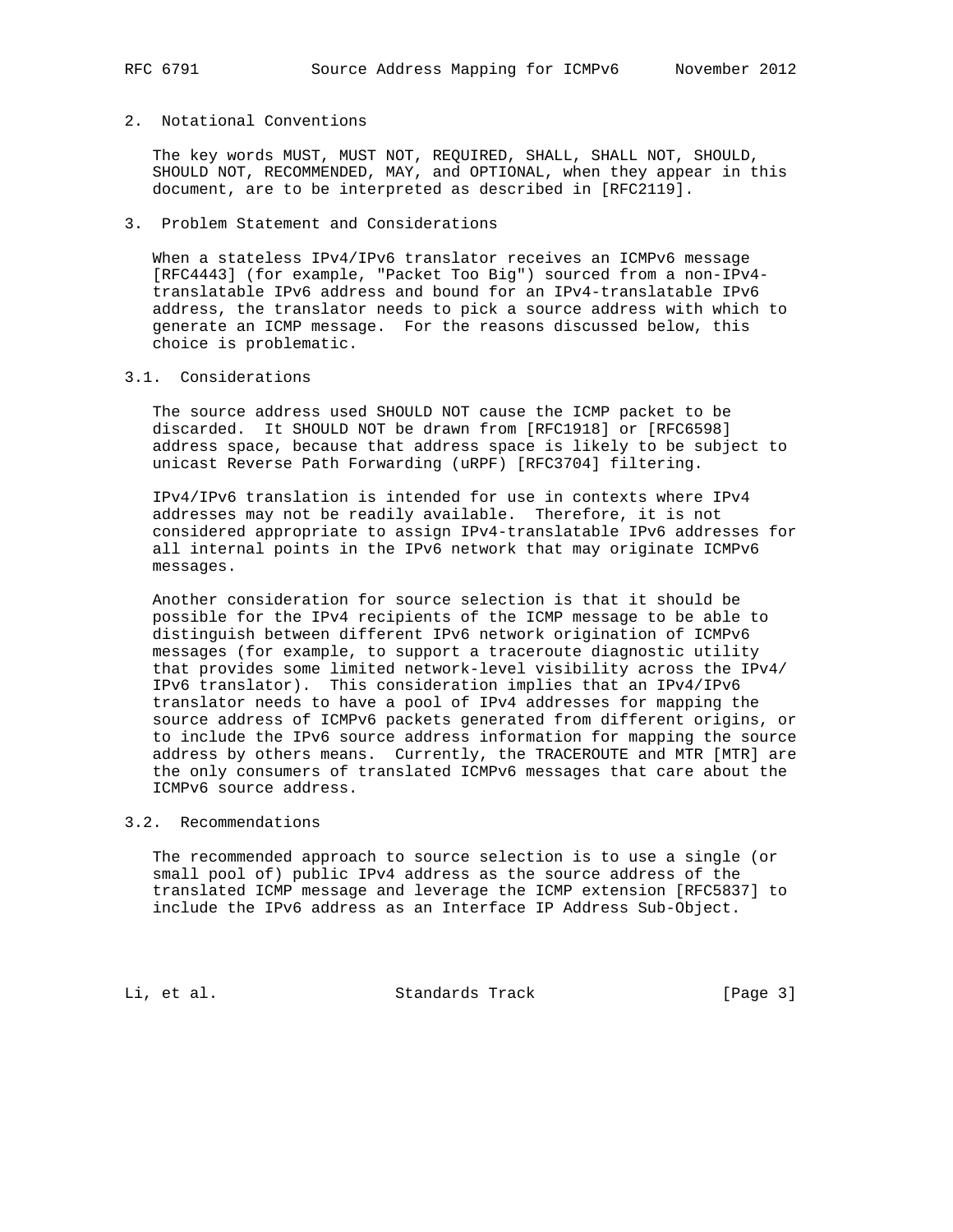## 2. Notational Conventions

The key words MUST, MUST NOT, REQUIRED, SHALL, SHALL NOT, SHOULD, SHOULD NOT, RECOMMENDED, MAY, and OPTIONAL, when they appear in this document, are to be interpreted as described in [RFC2119].

## 3. Problem Statement and Considerations

When a stateless IPv4/IPv6 translator receives an ICMPv6 message [RFC4443] (for example, "Packet Too Big") sourced from a non-IPv4-translatable IPv6 address and bound for an IPv4-translatable IPv6 address, the translator needs to pick a source address with which to generate an ICMP message. For the reasons discussed below, this choice is problematic.

### 3.1. Considerations

The source address used SHOULD NOT cause the ICMP packet to be discarded. It SHOULD NOT be drawn from [RFC1918] or [RFC6598] address space, because that address space is likely to be subject to unicast Reverse Path Forwarding (uRPF) [RFC3704] filtering.

IPv4/IPv6 translation is intended for use in contexts where IPv4 addresses may not be readily available. Therefore, it is not considered appropriate to assign IPv4-translatable IPv6 addresses for all internal points in the IPv6 network that may originate ICMPv6 messages.

Another consideration for source selection is that it should be possible for the IPv4 recipients of the ICMP message to be able to distinguish between different IPv6 network origination of ICMPv6 messages (for example, to support a traceroute diagnostic utility that provides some limited network-level visibility across the IPv4/IPv6 translator). This consideration implies that an IPv4/IPv6 translator needs to have a pool of IPv4 addresses for mapping the source address of ICMPv6 packets generated from different origins, or to include the IPv6 source address information for mapping the source address by others means. Currently, the TRACEROUTE and MTR [MTR] are the only consumers of translated ICMPv6 messages that care about the ICMPv6 source address.

### 3.2. Recommendations

The recommended approach to source selection is to use a single (or small pool of) public IPv4 address as the source address of the translated ICMP message and leverage the ICMP extension [RFC5837] to include the IPv6 address as an Interface IP Address Sub-Object.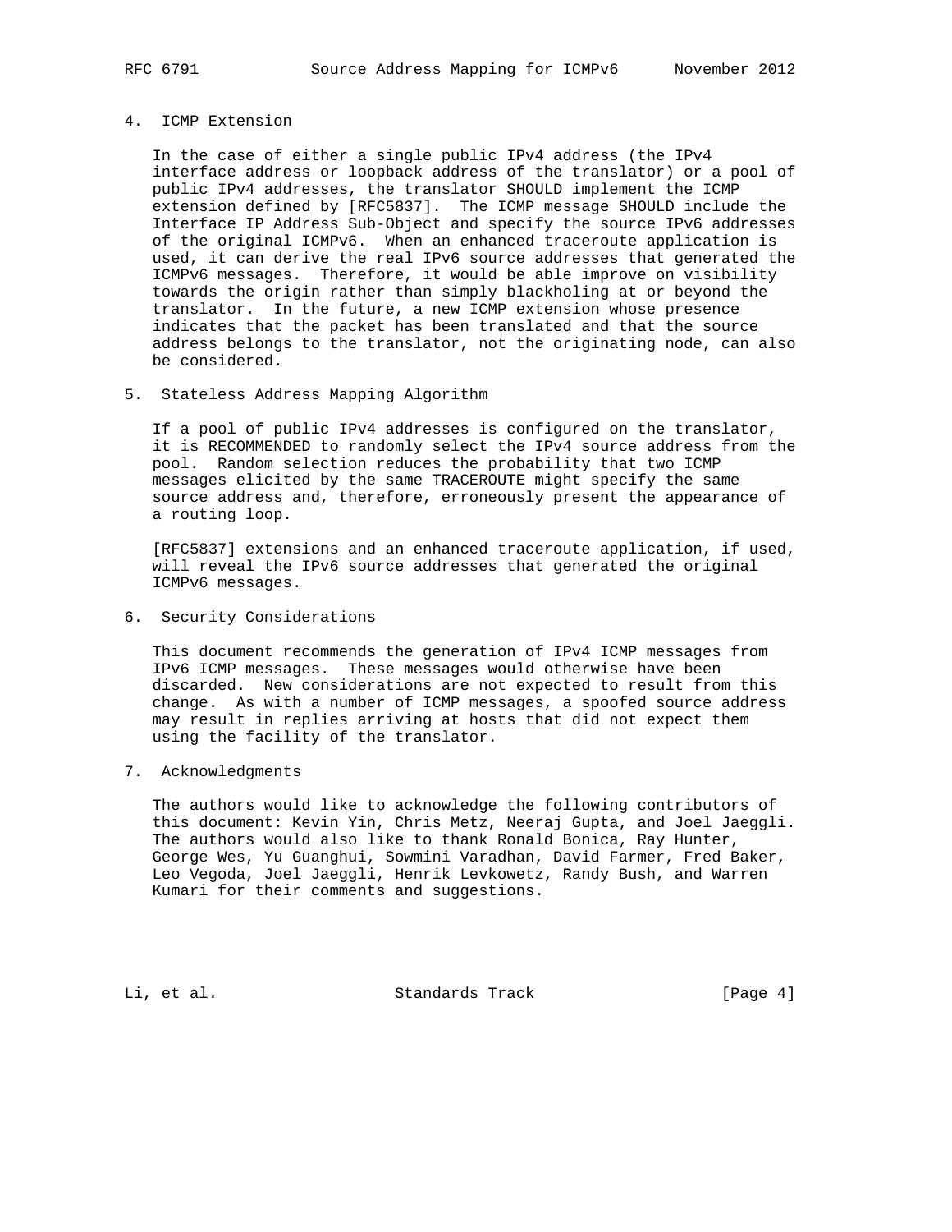## 4. ICMP Extension

In the case of either a single public IPv4 address (the IPv4 interface address or loopback address of the translator) or a pool of public IPv4 addresses, the translator SHOULD implement the ICMP extension defined by [RFC5837]. The ICMP message SHOULD include the Interface IP Address Sub-Object and specify the source IPv6 addresses of the original ICMPv6. When an enhanced traceroute application is used, it can derive the real IPv6 source addresses that generated the ICMPv6 messages. Therefore, it would be able improve on visibility towards the origin rather than simply blackholing at or beyond the translator. In the future, a new ICMP extension whose presence indicates that the packet has been translated and that the source address belongs to the translator, not the originating node, can also be considered.

## 5. Stateless Address Mapping Algorithm

If a pool of public IPv4 addresses is configured on the translator, it is RECOMMENDED to randomly select the IPv4 source address from the pool. Random selection reduces the probability that two ICMP messages elicited by the same TRACEROUTE might specify the same source address and, therefore, erroneously present the appearance of a routing loop.

[RFC5837] extensions and an enhanced traceroute application, if used, will reveal the IPv6 source addresses that generated the original ICMPv6 messages.

## 6. Security Considerations

This document recommends the generation of IPv4 ICMP messages from IPv6 ICMP messages. These messages would otherwise have been discarded. New considerations are not expected to result from this change. As with a number of ICMP messages, a spoofed source address may result in replies arriving at hosts that did not expect them using the facility of the translator.

## 7. Acknowledgments

The authors would like to acknowledge the following contributors of this document: Kevin Yin, Chris Metz, Neeraj Gupta, and Joel Jaeggli. The authors would also like to thank Ronald Bonica, Ray Hunter, George Wes, Yu Guanghui, Sowmini Varadhan, David Farmer, Fred Baker, Leo Vegoda, Joel Jaeggli, Henrik Levkowetz, Randy Bush, and Warren Kumari for their comments and suggestions.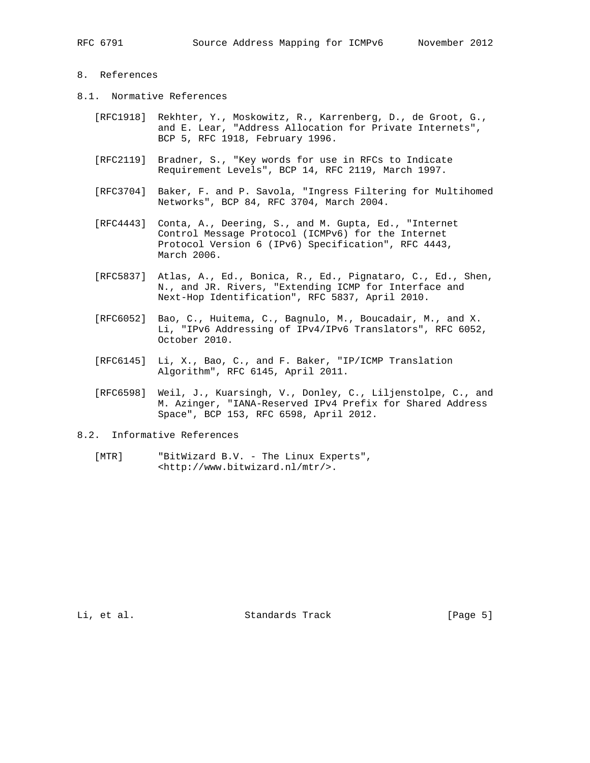## 8. References

### 8.1. Normative References

[RFC1918] Rekhter, Y., Moskowitz, R., Karrenberg, D., de Groot, G., and E. Lear, "Address Allocation for Private Internets", BCP 5, RFC 1918, February 1996.

[RFC2119] Bradner, S., "Key words for use in RFCs to Indicate Requirement Levels", BCP 14, RFC 2119, March 1997.

[RFC3704] Baker, F. and P. Savola, "Ingress Filtering for Multihomed Networks", BCP 84, RFC 3704, March 2004.

[RFC4443] Conta, A., Deering, S., and M. Gupta, Ed., "Internet Control Message Protocol (ICMPv6) for the Internet Protocol Version 6 (IPv6) Specification", RFC 4443, March 2006.

[RFC5837] Atlas, A., Ed., Bonica, R., Ed., Pignataro, C., Ed., Shen, N., and JR. Rivers, "Extending ICMP for Interface and Next-Hop Identification", RFC 5837, April 2010.

[RFC6052] Bao, C., Huitema, C., Bagnulo, M., Boucadair, M., and X. Li, "IPv6 Addressing of IPv4/IPv6 Translators", RFC 6052, October 2010.

[RFC6145] Li, X., Bao, C., and F. Baker, "IP/ICMP Translation Algorithm", RFC 6145, April 2011.

[RFC6598] Weil, J., Kuarsingh, V., Donley, C., Liljenstolpe, C., and M. Azinger, "IANA-Reserved IPv4 Prefix for Shared Address Space", BCP 153, RFC 6598, April 2012.

### 8.2. Informative References

[MTR] "BitWizard B.V. - The Linux Experts", <http://www.bitwizard.nl/mtr/>.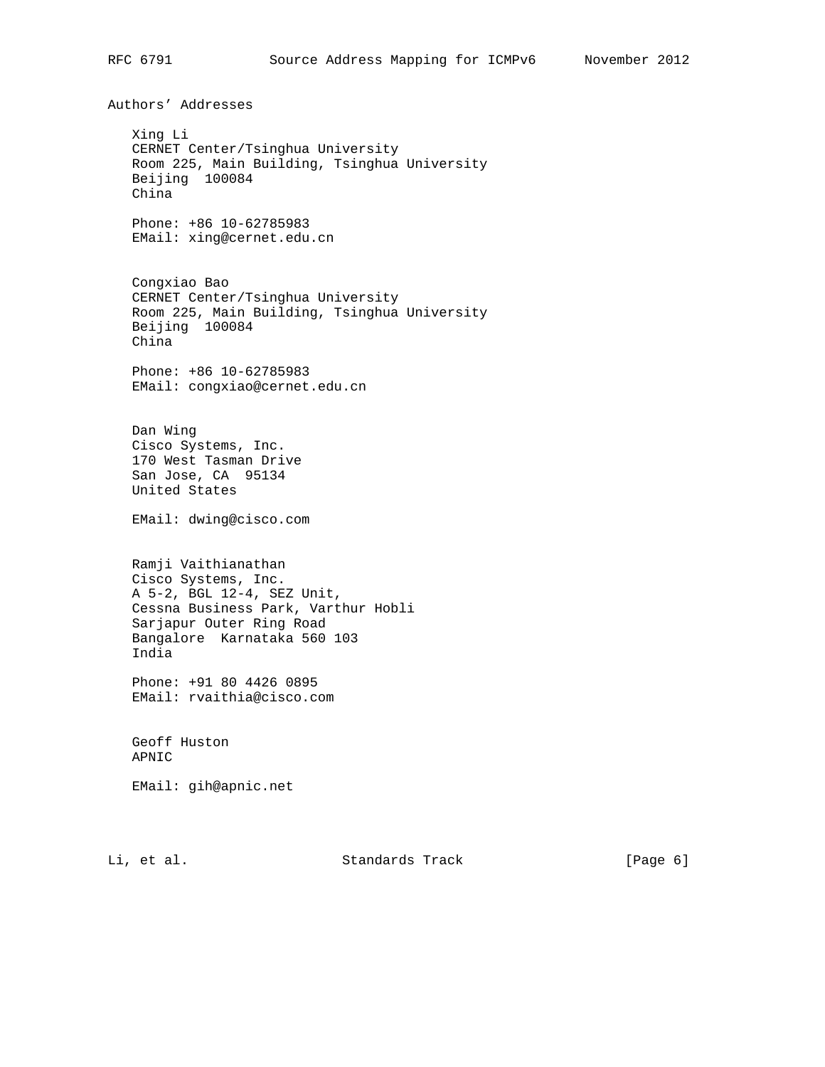## Authors' Addresses

Xing Li
CERNET Center/Tsinghua University
Room 225, Main Building, Tsinghua University
Beijing 100084
China

Phone: +86 10-62785983
EMail: xing@cernet.edu.cn

Congxiao Bao
CERNET Center/Tsinghua University
Room 225, Main Building, Tsinghua University
Beijing 100084
China

Phone: +86 10-62785983
EMail: congxiao@cernet.edu.cn

Dan Wing
Cisco Systems, Inc.
170 West Tasman Drive
San Jose, CA 95134
United States

EMail: dwing@cisco.com

Ramji Vaithianathan
Cisco Systems, Inc.
A 5-2, BGL 12-4, SEZ Unit,
Cessna Business Park, Varthur Hobli
Sarjapur Outer Ring Road
Bangalore Karnataka 560 103
India

Phone: +91 80 4426 0895
EMail: rvaithia@cisco.com

Geoff Huston
APNIC

EMail: gih@apnic.net